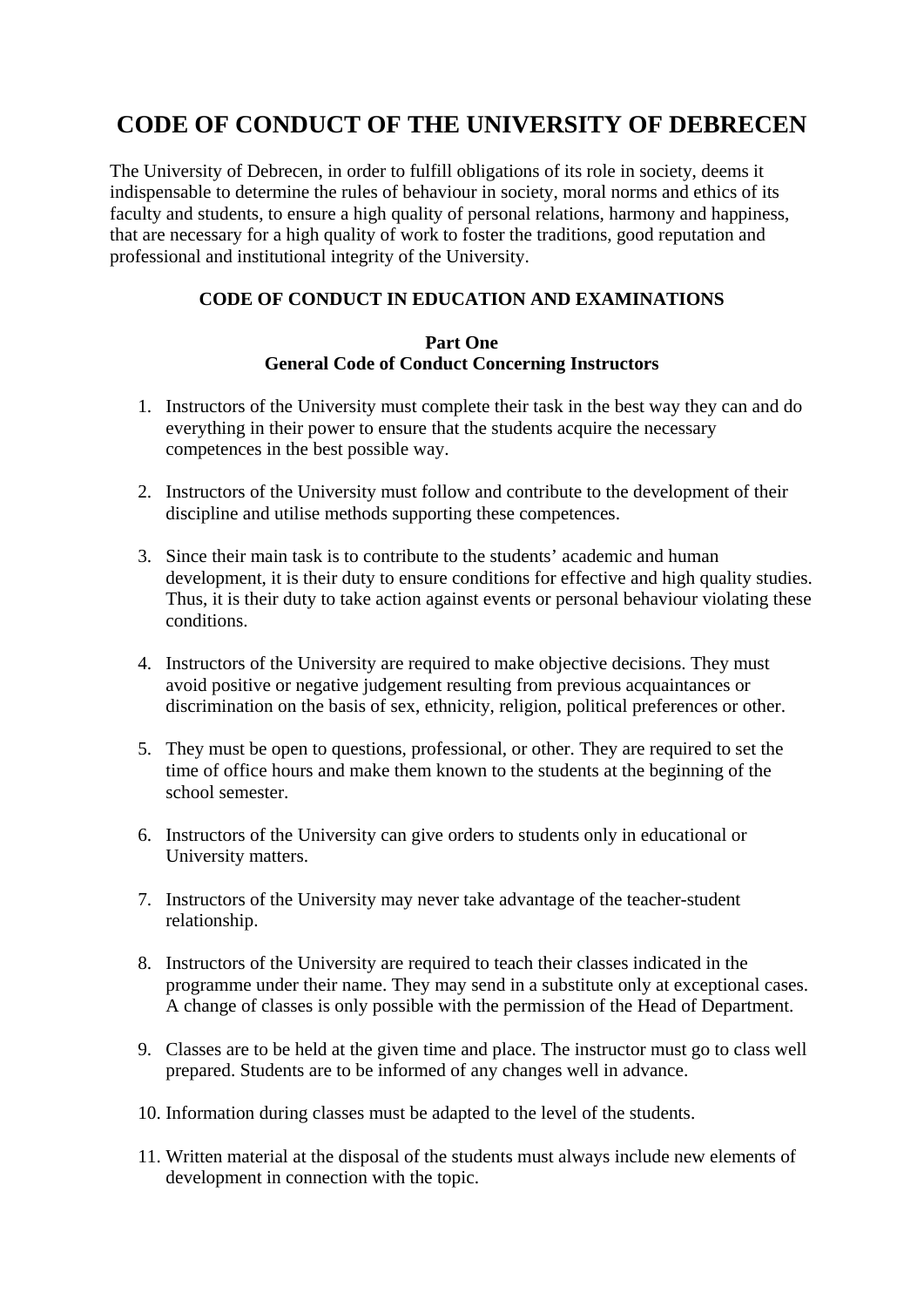# CODE OF CONDUCT OF THE UNIVERSITY OF DEBRECEN

The University of Debrecen, in order to fulfill obligations of its role in society, deems it indispensable to determine the rules of behaviour in society, moral norms and ethics of its faculty and students, to ensure a high quality of personal relations, harmony and happiness, that are necessary for a high quality of work to foster the traditions, good reputation and professional and institutional integrity of the University.

## CODE OF CONDUCT IN EDUCATION AND EXAMINATIONS

### Part One
### General Code of Conduct Concerning Instructors

1. Instructors of the University must complete their task in the best way they can and do everything in their power to ensure that the students acquire the necessary competences in the best possible way.

2. Instructors of the University must follow and contribute to the development of their discipline and utilise methods supporting these competences.

3. Since their main task is to contribute to the students' academic and human development, it is their duty to ensure conditions for effective and high quality studies. Thus, it is their duty to take action against events or personal behaviour violating these conditions.

4. Instructors of the University are required to make objective decisions. They must avoid positive or negative judgement resulting from previous acquaintances or discrimination on the basis of sex, ethnicity, religion, political preferences or other.

5. They must be open to questions, professional, or other. They are required to set the time of office hours and make them known to the students at the beginning of the school semester.

6. Instructors of the University can give orders to students only in educational or University matters.

7. Instructors of the University may never take advantage of the teacher-student relationship.

8. Instructors of the University are required to teach their classes indicated in the programme under their name. They may send in a substitute only at exceptional cases. A change of classes is only possible with the permission of the Head of Department.

9. Classes are to be held at the given time and place. The instructor must go to class well prepared. Students are to be informed of any changes well in advance.

10. Information during classes must be adapted to the level of the students.

11. Written material at the disposal of the students must always include new elements of development in connection with the topic.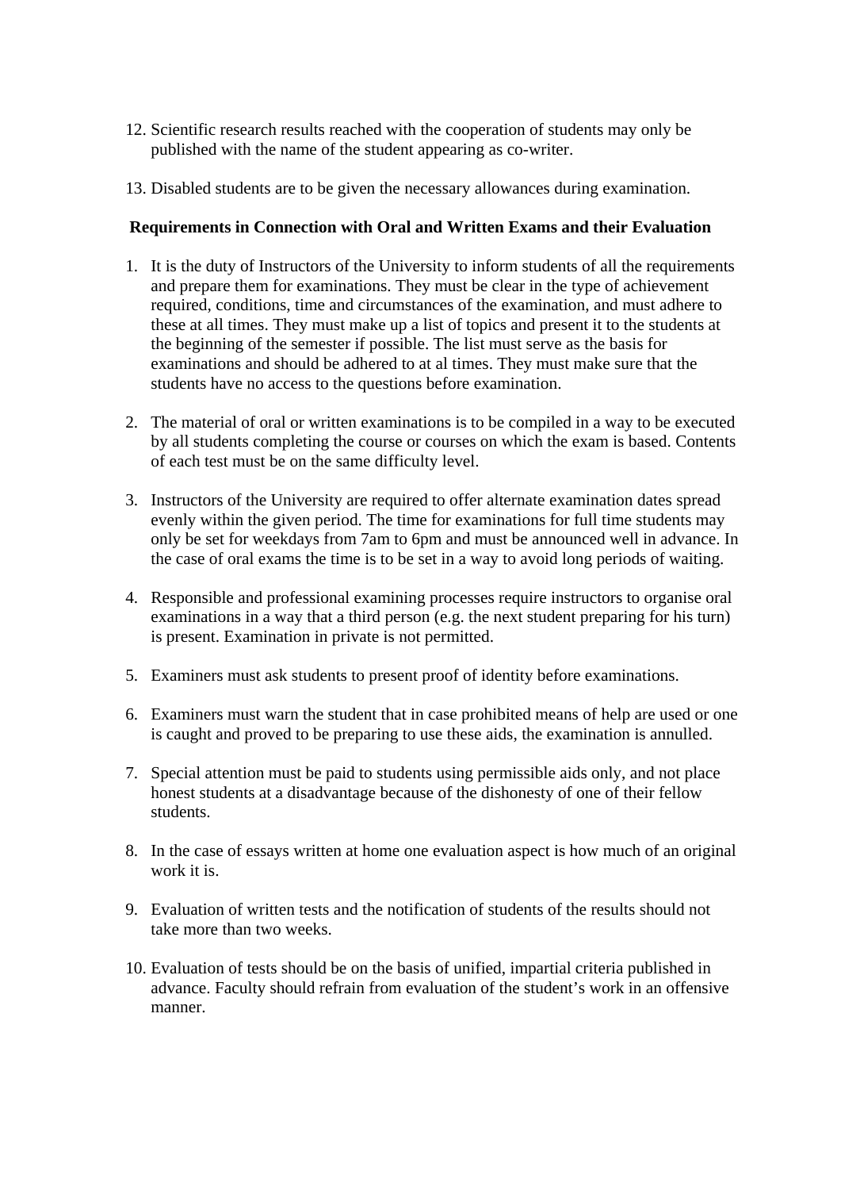12. Scientific research results reached with the cooperation of students may only be published with the name of the student appearing as co-writer.

13. Disabled students are to be given the necessary allowances during examination.

**Requirements in Connection with Oral and Written Exams and their Evaluation**

1. It is the duty of Instructors of the University to inform students of all the requirements and prepare them for examinations. They must be clear in the type of achievement required, conditions, time and circumstances of the examination, and must adhere to these at all times. They must make up a list of topics and present it to the students at the beginning of the semester if possible. The list must serve as the basis for examinations and should be adhered to at al times. They must make sure that the students have no access to the questions before examination.

2. The material of oral or written examinations is to be compiled in a way to be executed by all students completing the course or courses on which the exam is based. Contents of each test must be on the same difficulty level.

3. Instructors of the University are required to offer alternate examination dates spread evenly within the given period. The time for examinations for full time students may only be set for weekdays from 7am to 6pm and must be announced well in advance. In the case of oral exams the time is to be set in a way to avoid long periods of waiting.

4. Responsible and professional examining processes require instructors to organise oral examinations in a way that a third person (e.g. the next student preparing for his turn) is present. Examination in private is not permitted.

5. Examiners must ask students to present proof of identity before examinations.

6. Examiners must warn the student that in case prohibited means of help are used or one is caught and proved to be preparing to use these aids, the examination is annulled.

7. Special attention must be paid to students using permissible aids only, and not place honest students at a disadvantage because of the dishonesty of one of their fellow students.

8. In the case of essays written at home one evaluation aspect is how much of an original work it is.

9. Evaluation of written tests and the notification of students of the results should not take more than two weeks.

10. Evaluation of tests should be on the basis of unified, impartial criteria published in advance. Faculty should refrain from evaluation of the student's work in an offensive manner.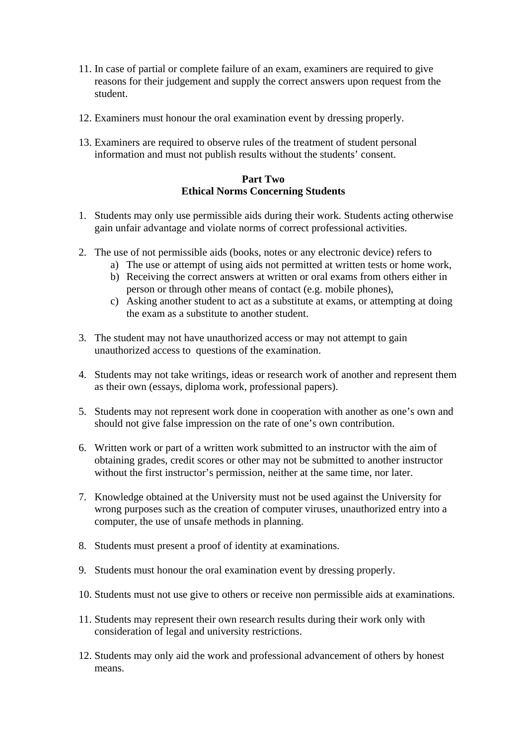11. In case of partial or complete failure of an exam, examiners are required to give reasons for their judgement and supply the correct answers upon request from the student.

12. Examiners must honour the oral examination event by dressing properly.

13. Examiners are required to observe rules of the treatment of student personal information and must not publish results without the students' consent.

**Part Two**
**Ethical Norms Concerning Students**

1. Students may only use permissible aids during their work. Students acting otherwise gain unfair advantage and violate norms of correct professional activities.

2. The use of not permissible aids (books, notes or any electronic device) refers to
   a) The use or attempt of using aids not permitted at written tests or home work,
   b) Receiving the correct answers at written or oral exams from others either in person or through other means of contact (e.g. mobile phones),
   c) Asking another student to act as a substitute at exams, or attempting at doing the exam as a substitute to another student.

3. The student may not have unauthorized access or may not attempt to gain unauthorized access to questions of the examination.

4. Students may not take writings, ideas or research work of another and represent them as their own (essays, diploma work, professional papers).

5. Students may not represent work done in cooperation with another as one's own and should not give false impression on the rate of one's own contribution.

6. Written work or part of a written work submitted to an instructor with the aim of obtaining grades, credit scores or other may not be submitted to another instructor without the first instructor's permission, neither at the same time, nor later.

7. Knowledge obtained at the University must not be used against the University for wrong purposes such as the creation of computer viruses, unauthorized entry into a computer, the use of unsafe methods in planning.

8. Students must present a proof of identity at examinations.

9. Students must honour the oral examination event by dressing properly.

10. Students must not use give to others or receive non permissible aids at examinations.

11. Students may represent their own research results during their work only with consideration of legal and university restrictions.

12. Students may only aid the work and professional advancement of others by honest means.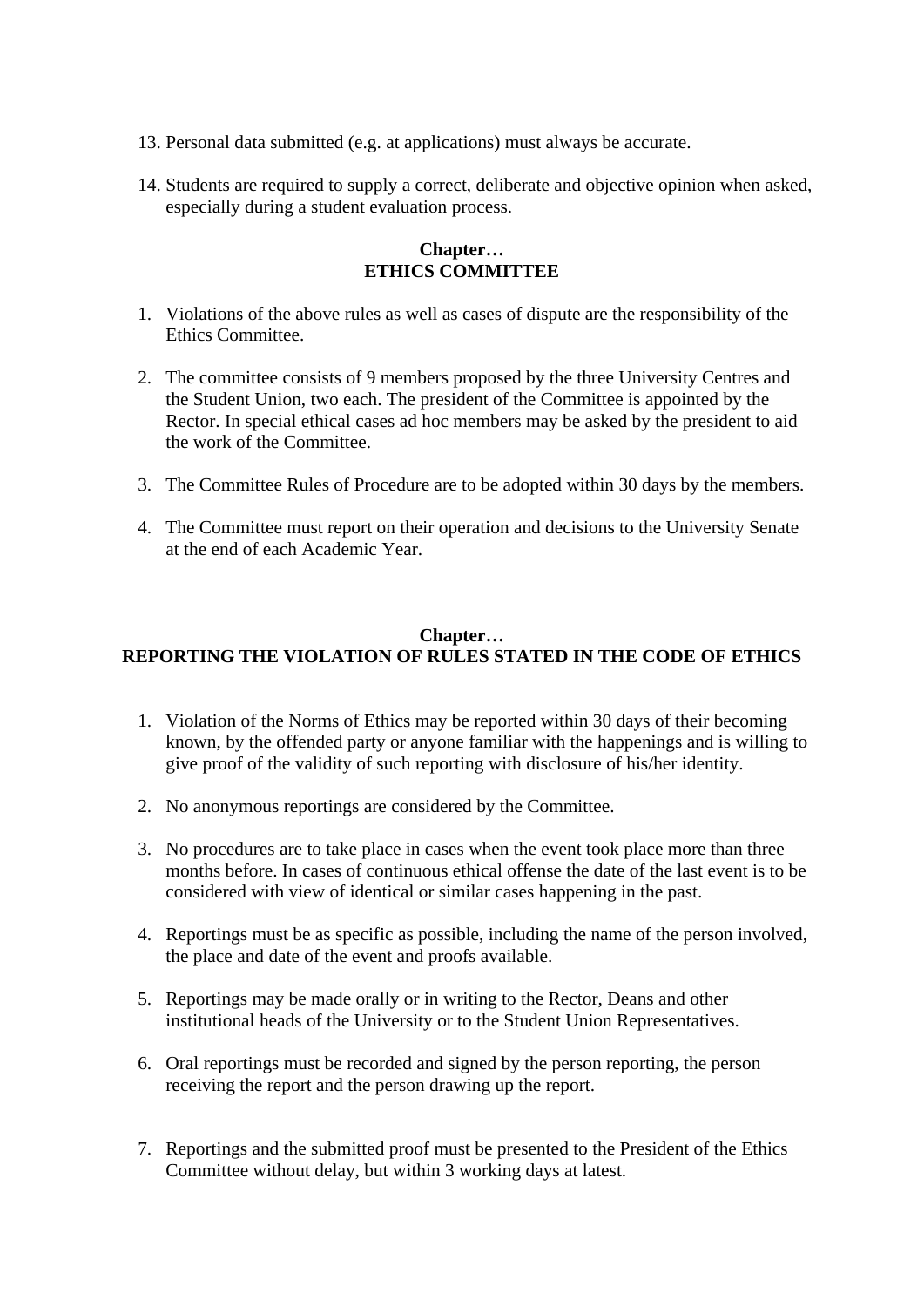13. Personal data submitted (e.g. at applications) must always be accurate.

14. Students are required to supply a correct, deliberate and objective opinion when asked, especially during a student evaluation process.

## Chapter…
## ETHICS COMMITTEE

1. Violations of the above rules as well as cases of dispute are the responsibility of the Ethics Committee.

2. The committee consists of 9 members proposed by the three University Centres and the Student Union, two each. The president of the Committee is appointed by the Rector. In special ethical cases ad hoc members may be asked by the president to aid the work of the Committee.

3. The Committee Rules of Procedure are to be adopted within 30 days by the members.

4. The Committee must report on their operation and decisions to the University Senate at the end of each Academic Year.

## Chapter…
## REPORTING THE VIOLATION OF RULES STATED IN THE CODE OF ETHICS

1. Violation of the Norms of Ethics may be reported within 30 days of their becoming known, by the offended party or anyone familiar with the happenings and is willing to give proof of the validity of such reporting with disclosure of his/her identity.

2. No anonymous reportings are considered by the Committee.

3. No procedures are to take place in cases when the event took place more than three months before. In cases of continuous ethical offense the date of the last event is to be considered with view of identical or similar cases happening in the past.

4. Reportings must be as specific as possible, including the name of the person involved, the place and date of the event and proofs available.

5. Reportings may be made orally or in writing to the Rector, Deans and other institutional heads of the University or to the Student Union Representatives.

6. Oral reportings must be recorded and signed by the person reporting, the person receiving the report and the person drawing up the report.

7. Reportings and the submitted proof must be presented to the President of the Ethics Committee without delay, but within 3 working days at latest.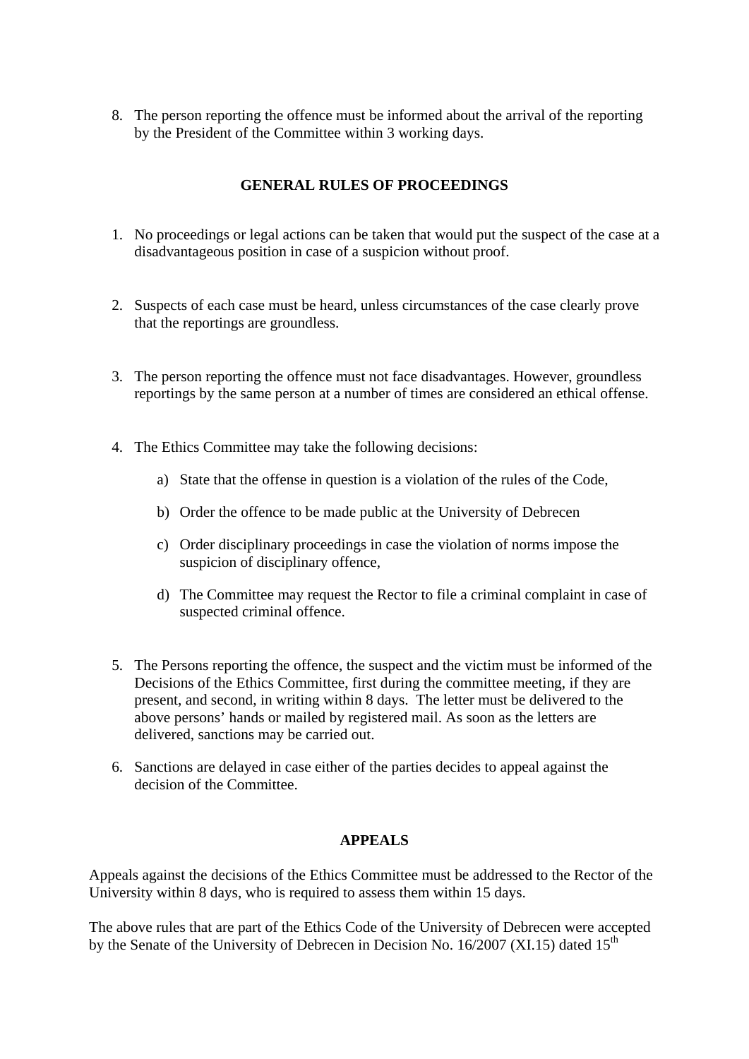8. The person reporting the offence must be informed about the arrival of the reporting by the President of the Committee within 3 working days.

## GENERAL RULES OF PROCEEDINGS

1. No proceedings or legal actions can be taken that would put the suspect of the case at a disadvantageous position in case of a suspicion without proof.

2. Suspects of each case must be heard, unless circumstances of the case clearly prove that the reportings are groundless.

3. The person reporting the offence must not face disadvantages. However, groundless reportings by the same person at a number of times are considered an ethical offense.

4. The Ethics Committee may take the following decisions:

   a) State that the offense in question is a violation of the rules of the Code,

   b) Order the offence to be made public at the University of Debrecen

   c) Order disciplinary proceedings in case the violation of norms impose the suspicion of disciplinary offence,

   d) The Committee may request the Rector to file a criminal complaint in case of suspected criminal offence.

5. The Persons reporting the offence, the suspect and the victim must be informed of the Decisions of the Ethics Committee, first during the committee meeting, if they are present, and second, in writing within 8 days. The letter must be delivered to the above persons' hands or mailed by registered mail. As soon as the letters are delivered, sanctions may be carried out.

6. Sanctions are delayed in case either of the parties decides to appeal against the decision of the Committee.

## APPEALS

Appeals against the decisions of the Ethics Committee must be addressed to the Rector of the University within 8 days, who is required to assess them within 15 days.

The above rules that are part of the Ethics Code of the University of Debrecen were accepted by the Senate of the University of Debrecen in Decision No. 16/2007 (XI.15) dated 15th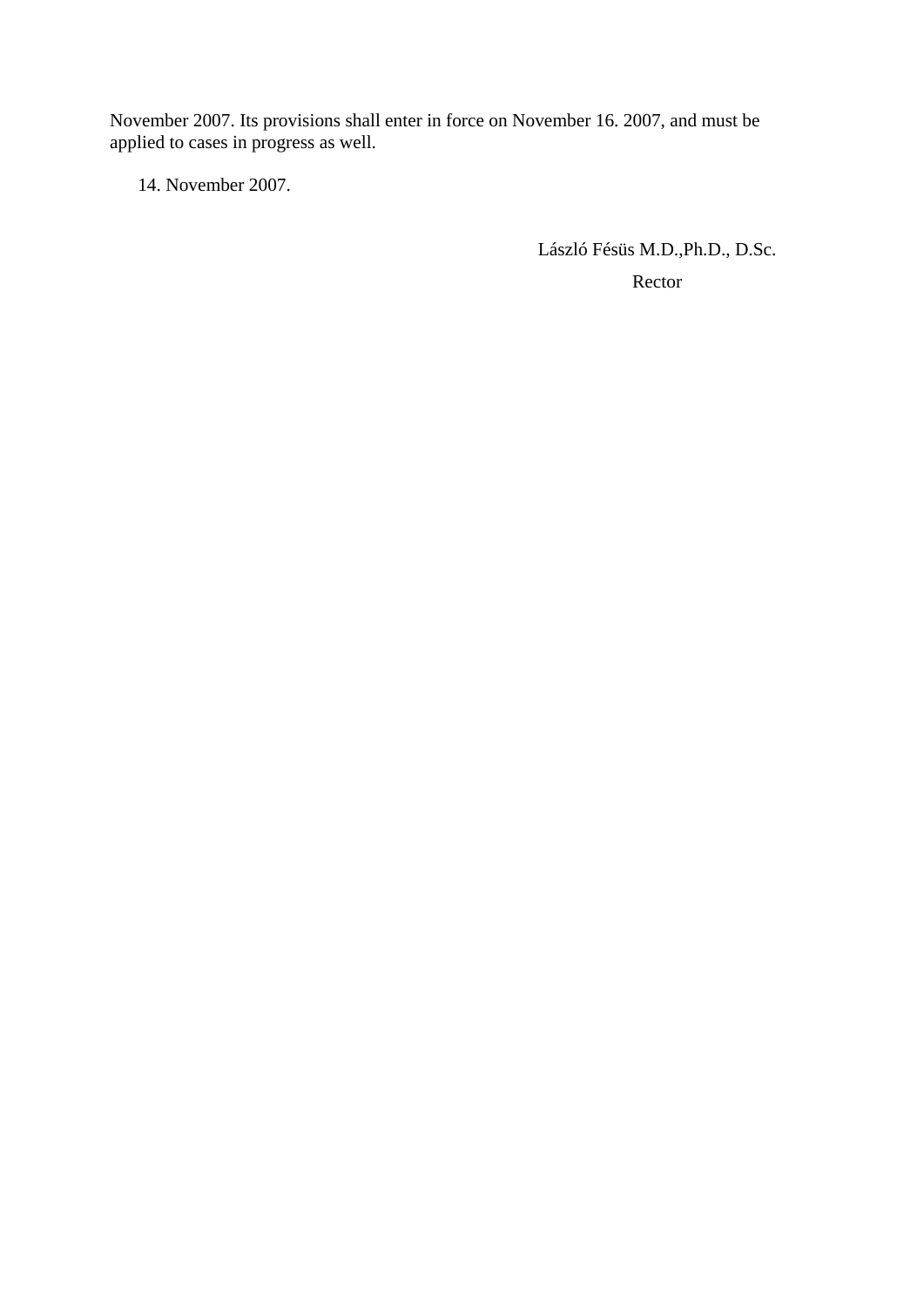November 2007. Its provisions shall enter in force on November 16. 2007, and must be applied to cases in progress as well.

14. November 2007.

László Fésüs M.D.,Ph.D., D.Sc.

Rector